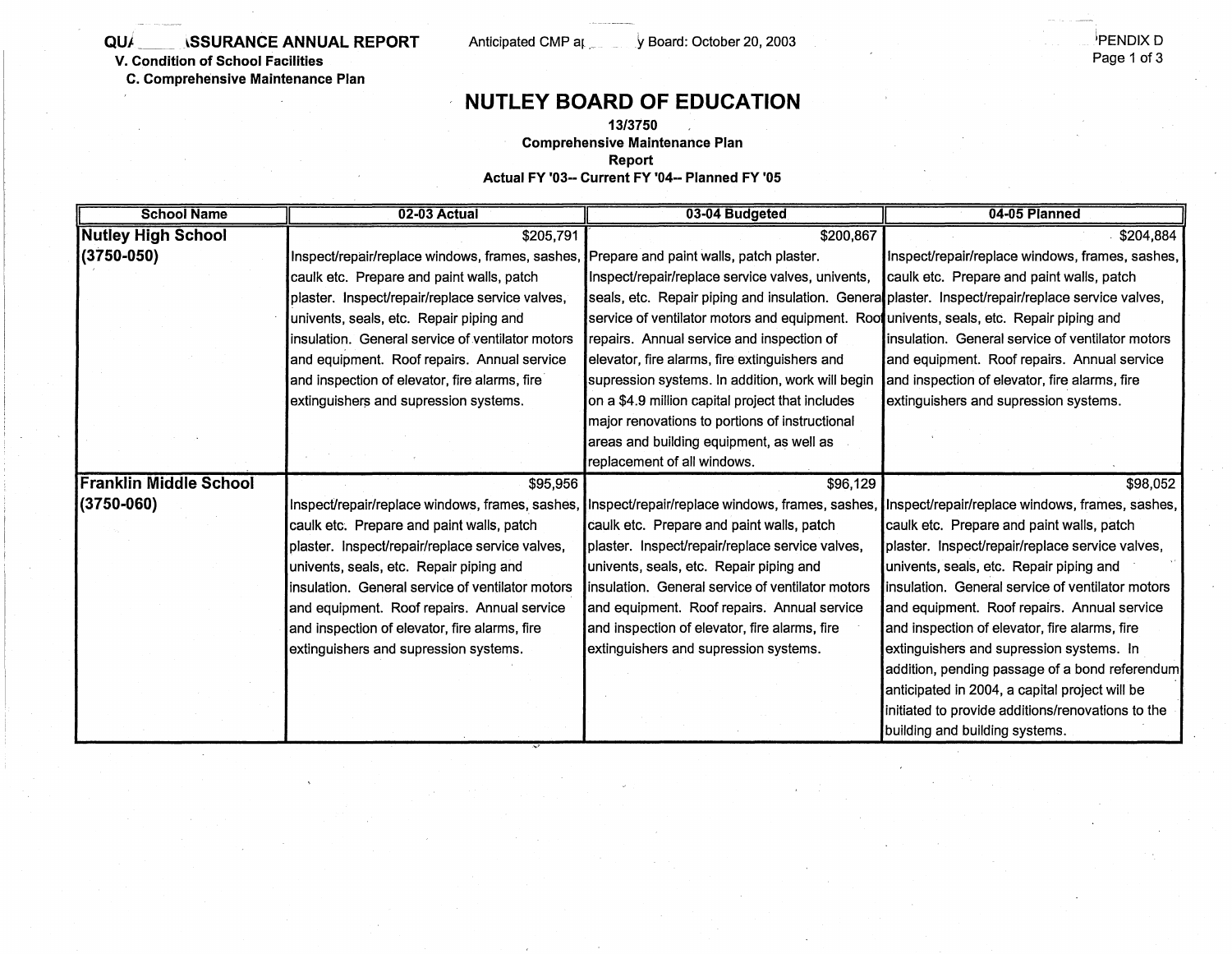QUALITY ASSURANCE ANNUAL REPORT

V. Condition of School Facilities

C. Comprehensive Maintenance Plan

Anticipated CMP approval by Board: October 20, 2003

APPENDIX D

# NUTLEY BOARD OF EDUCATION

**13/3750**

**Comprehensive Maintenance Plan**

**Report**

**Actual FY '03-- Current FY '04-- Planned FY '05**

| School Name | 02-03 Actual | 03-04 Budgeted | 04-05 Planned |
|---|---|---|---|
| **Nutley High School (3750-050)** | $205,791<br>Inspect/repair/replace windows, frames, sashes, caulk etc. Prepare and paint walls, patch plaster. Inspect/repair/replace service valves, univents, seals, etc. Repair piping and insulation. General service of ventilator motors and equipment. Roof repairs. Annual service and inspection of elevator, fire alarms, fire extinguishers and supression systems. | $200,867<br>Prepare and paint walls, patch plaster. Inspect/repair/replace service valves, univents, seals, etc. Repair piping and insulation. General service of ventilator motors and equipment. Roof repairs. Annual service and inspection of elevator, fire alarms, fire extinguishers and supression systems. In addition, work will begin on a $4.9 million capital project that includes major renovations to portions of instructional areas and building equipment, as well as replacement of all windows. | $204,884<br>Inspect/repair/replace windows, frames, sashes, caulk etc. Prepare and paint walls, patch plaster. Inspect/repair/replace service valves, univents, seals, etc. Repair piping and insulation. General service of ventilator motors and equipment. Roof repairs. Annual service and inspection of elevator, fire alarms, fire extinguishers and supression systems. |
| **Franklin Middle School (3750-060)** | $95,956<br>Inspect/repair/replace windows, frames, sashes, caulk etc. Prepare and paint walls, patch plaster. Inspect/repair/replace service valves, univents, seals, etc. Repair piping and insulation. General service of ventilator motors and equipment. Roof repairs. Annual service and inspection of elevator, fire alarms, fire extinguishers and supression systems. | $96,129<br>Inspect/repair/replace windows, frames, sashes, caulk etc. Prepare and paint walls, patch plaster. Inspect/repair/replace service valves, univents, seals, etc. Repair piping and insulation. General service of ventilator motors and equipment. Roof repairs. Annual service and inspection of elevator, fire alarms, fire extinguishers and supression systems. | $98,052<br>Inspect/repair/replace windows, frames, sashes, caulk etc. Prepare and paint walls, patch plaster. Inspect/repair/replace service valves, univents, seals, etc. Repair piping and insulation. General service of ventilator motors and equipment. Roof repairs. Annual service and inspection of elevator, fire alarms, fire extinguishers and supression systems. In addition, pending passage of a bond referendum anticipated in 2004, a capital project will be initiated to provide additions/renovations to the building and building systems. |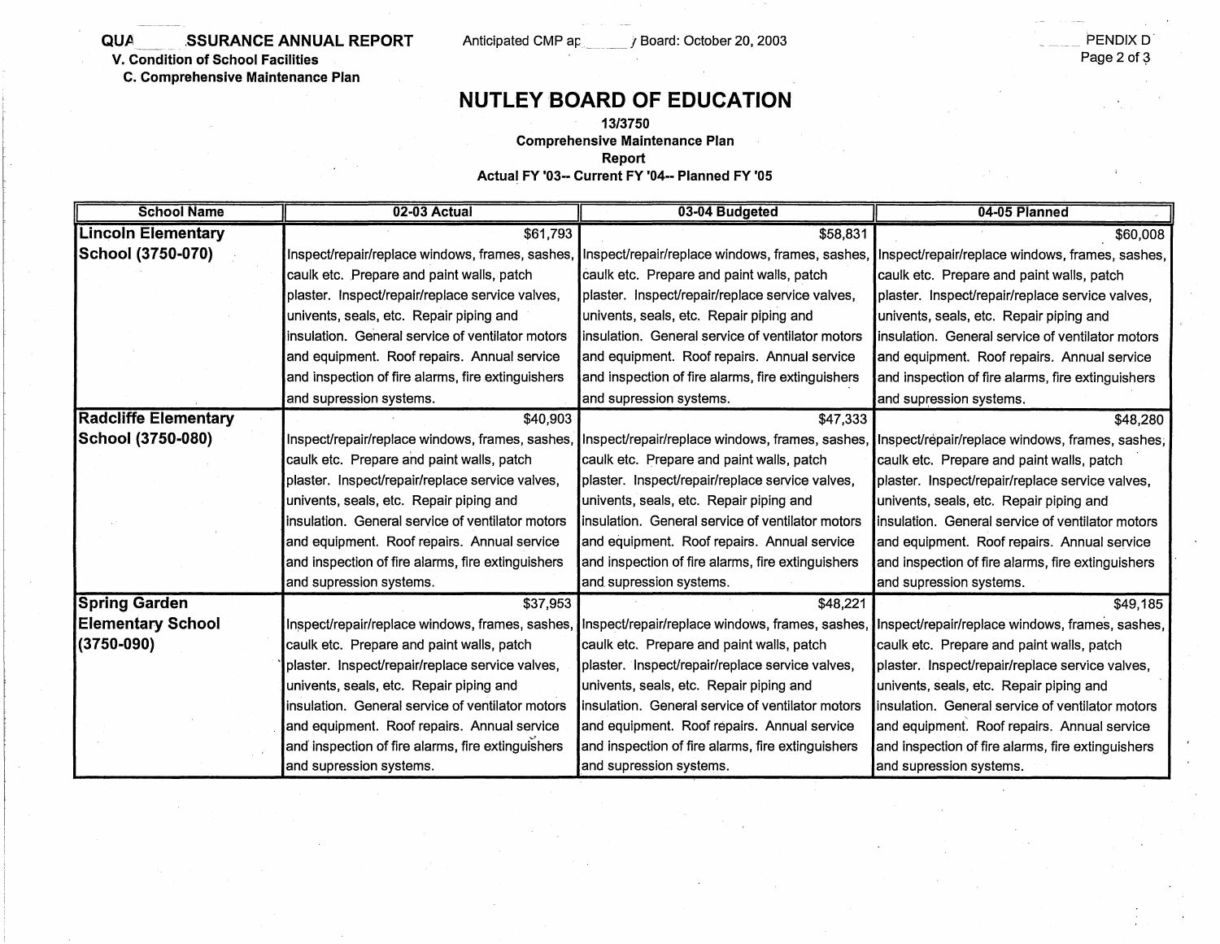QUA SSURANCE ANNUAL REPORT

V. Condition of School Facilities

C. Comprehensive Maintenance Plan

Anticipated CMP ap / Board: October 20, 2003

PENDIX D

# NUTLEY BOARD OF EDUCATION

**13/3750**

**Comprehensive Maintenance Plan**

**Report**

**Actual FY '03-- Current FY '04-- Planned FY '05**

| School Name | 02-03 Actual | 03-04 Budgeted | 04-05 Planned |
|---|---|---|---|
| **Lincoln Elementary School (3750-070)** | $61,793 Inspect/repair/replace windows, frames, sashes, caulk etc. Prepare and paint walls, patch plaster. Inspect/repair/replace service valves, univents, seals, etc. Repair piping and insulation. General service of ventilator motors and equipment. Roof repairs. Annual service and inspection of fire alarms, fire extinguishers and supression systems. | $58,831 Inspect/repair/replace windows, frames, sashes, caulk etc. Prepare and paint walls, patch plaster. Inspect/repair/replace service valves, univents, seals, etc. Repair piping and insulation. General service of ventilator motors and equipment. Roof repairs. Annual service and inspection of fire alarms, fire extinguishers and supression systems. | $60,008 Inspect/repair/replace windows, frames, sashes, caulk etc. Prepare and paint walls, patch plaster. Inspect/repair/replace service valves, univents, seals, etc. Repair piping and insulation. General service of ventilator motors and equipment. Roof repairs. Annual service and inspection of fire alarms, fire extinguishers and supression systems. |
| **Radcliffe Elementary School (3750-080)** | $40,903 Inspect/repair/replace windows, frames, sashes, caulk etc. Prepare and paint walls, patch plaster. Inspect/repair/replace service valves, univents, seals, etc. Repair piping and insulation. General service of ventilator motors and equipment. Roof repairs. Annual service and inspection of fire alarms, fire extinguishers and supression systems. | $47,333 Inspect/repair/replace windows, frames, sashes, caulk etc. Prepare and paint walls, patch plaster. Inspect/repair/replace service valves, univents, seals, etc. Repair piping and insulation. General service of ventilator motors and equipment. Roof repairs. Annual service and inspection of fire alarms, fire extinguishers and supression systems. | $48,280 Inspect/repair/replace windows, frames, sashes, caulk etc. Prepare and paint walls, patch plaster. Inspect/repair/replace service valves, univents, seals, etc. Repair piping and insulation. General service of ventilator motors and equipment. Roof repairs. Annual service and inspection of fire alarms, fire extinguishers and supression systems. |
| **Spring Garden Elementary School (3750-090)** | $37,953 Inspect/repair/replace windows, frames, sashes, caulk etc. Prepare and paint walls, patch plaster. Inspect/repair/replace service valves, univents, seals, etc. Repair piping and insulation. General service of ventilator motors and equipment. Roof repairs. Annual service and inspection of fire alarms, fire extinguishers and supression systems. | $48,221 Inspect/repair/replace windows, frames, sashes, caulk etc. Prepare and paint walls, patch plaster. Inspect/repair/replace service valves, univents, seals, etc. Repair piping and insulation. General service of ventilator motors and equipment. Roof repairs. Annual service and inspection of fire alarms, fire extinguishers and supression systems. | $49,185 Inspect/repair/replace windows, frames, sashes, caulk etc. Prepare and paint walls, patch plaster. Inspect/repair/replace service valves, univents, seals, etc. Repair piping and insulation. General service of ventilator motors and equipment. Roof repairs. Annual service and inspection of fire alarms, fire extinguishers and supression systems. |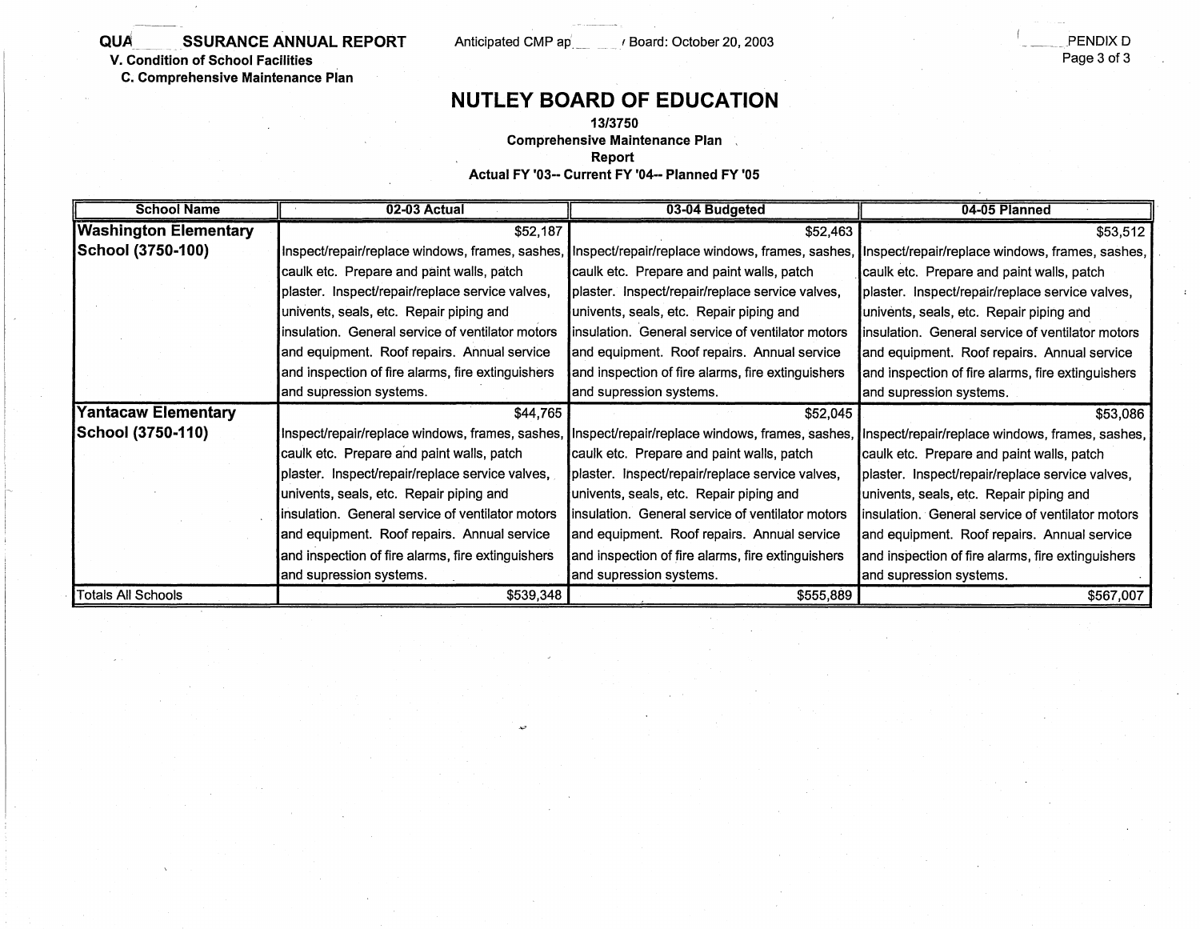QUA SSURANCE ANNUAL REPORT

V. Condition of School Facilities

C. Comprehensive Maintenance Plan

Anticipated CMP ap / Board: October 20, 2003

PENDIX D

# NUTLEY BOARD OF EDUCATION

**13/3750**

**Comprehensive Maintenance Plan**

**Report**

**Actual FY '03-- Current FY '04-- Planned FY '05**

| School Name | 02-03 Actual | 03-04 Budgeted | 04-05 Planned |
|---|---|---|---|
| **Washington Elementary School (3750-100)** | $52,187<br>Inspect/repair/replace windows, frames, sashes, caulk etc. Prepare and paint walls, patch plaster. Inspect/repair/replace service valves, univents, seals, etc. Repair piping and insulation. General service of ventilator motors and equipment. Roof repairs. Annual service and inspection of fire alarms, fire extinguishers and supression systems. | $52,463<br>Inspect/repair/replace windows, frames, sashes, caulk etc. Prepare and paint walls, patch plaster. Inspect/repair/replace service valves, univents, seals, etc. Repair piping and insulation. General service of ventilator motors and equipment. Roof repairs. Annual service and inspection of fire alarms, fire extinguishers and supression systems. | $53,512<br>Inspect/repair/replace windows, frames, sashes, caulk etc. Prepare and paint walls, patch plaster. Inspect/repair/replace service valves, univents, seals, etc. Repair piping and insulation. General service of ventilator motors and equipment. Roof repairs. Annual service and inspection of fire alarms, fire extinguishers and supression systems. |
| **Yantacaw Elementary School (3750-110)** | $44,765<br>Inspect/repair/replace windows, frames, sashes, caulk etc. Prepare and paint walls, patch plaster. Inspect/repair/replace service valves, univents, seals, etc. Repair piping and insulation. General service of ventilator motors and equipment. Roof repairs. Annual service and inspection of fire alarms, fire extinguishers and supression systems. | $52,045<br>Inspect/repair/replace windows, frames, sashes, caulk etc. Prepare and paint walls, patch plaster. Inspect/repair/replace service valves, univents, seals, etc. Repair piping and insulation. General service of ventilator motors and equipment. Roof repairs. Annual service and inspection of fire alarms, fire extinguishers and supression systems. | $53,086<br>Inspect/repair/replace windows, frames, sashes, caulk etc. Prepare and paint walls, patch plaster. Inspect/repair/replace service valves, univents, seals, etc. Repair piping and insulation. General service of ventilator motors and equipment. Roof repairs. Annual service and inspection of fire alarms, fire extinguishers and supression systems. |
| Totals All Schools | $539,348 | $555,889 | $567,007 |